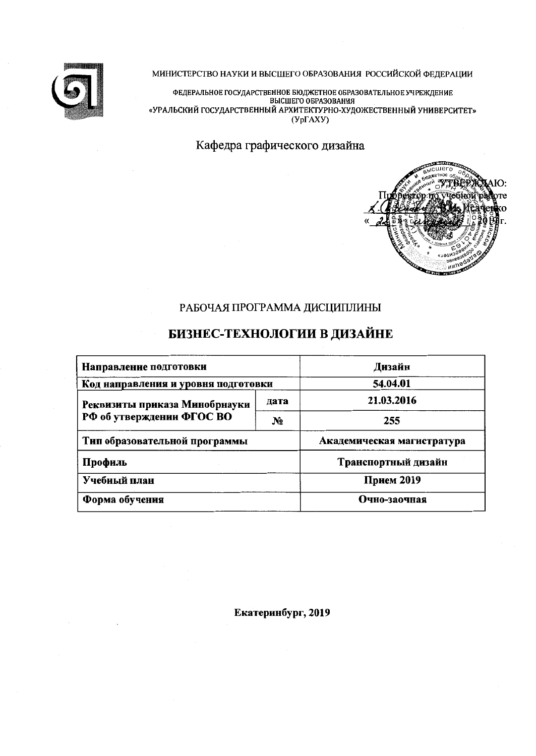МИНИСТЕРСТВО НАУКИ И ВЫСШЕГО ОБРАЗОВАНИЯ РОССИЙСКОЙ ФЕДЕРАЦИИ

ФЕДЕРАЛЬНОЕ ГОСУДАРСТВЕННОЕ БЮДЖЕТНОЕ ОБРАЗОВАТЕЛЬНОЕ УЧРЕЖДЕНИЕ ВЫСШЕГО ОБРАЗОВАНИЯ
«УРАЛЬСКИЙ ГОСУДАРСТВЕННЫЙ АРХИТЕКТУРНО-ХУДОЖЕСТВЕННЫЙ УНИВЕРСИТЕТ»
(УрГАХУ)

Кафедра графического дизайна

УТВЕРЖДАЮ:
Проректор по учебной работе
_________ Н.И. Исаченко
«___» _________ 2019 г.

РАБОЧАЯ ПРОГРАММА ДИСЦИПЛИНЫ

# БИЗНЕС-ТЕХНОЛОГИИ В ДИЗАЙНЕ

| | | |
|---|---|---|
| **Направление подготовки** | | **Дизайн** |
| **Код направления и уровня подготовки** | | **54.04.01** |
| **Реквизиты приказа Минобрнауки РФ об утверждении ФГОС ВО** | **дата** | **21.03.2016** |
| | **№** | **255** |
| **Тип образовательной программы** | | **Академическая магистратура** |
| **Профиль** | | **Транспортный дизайн** |
| **Учебный план** | | **Прием 2019** |
| **Форма обучения** | | **Очно-заочная** |

**Екатеринбург, 2019**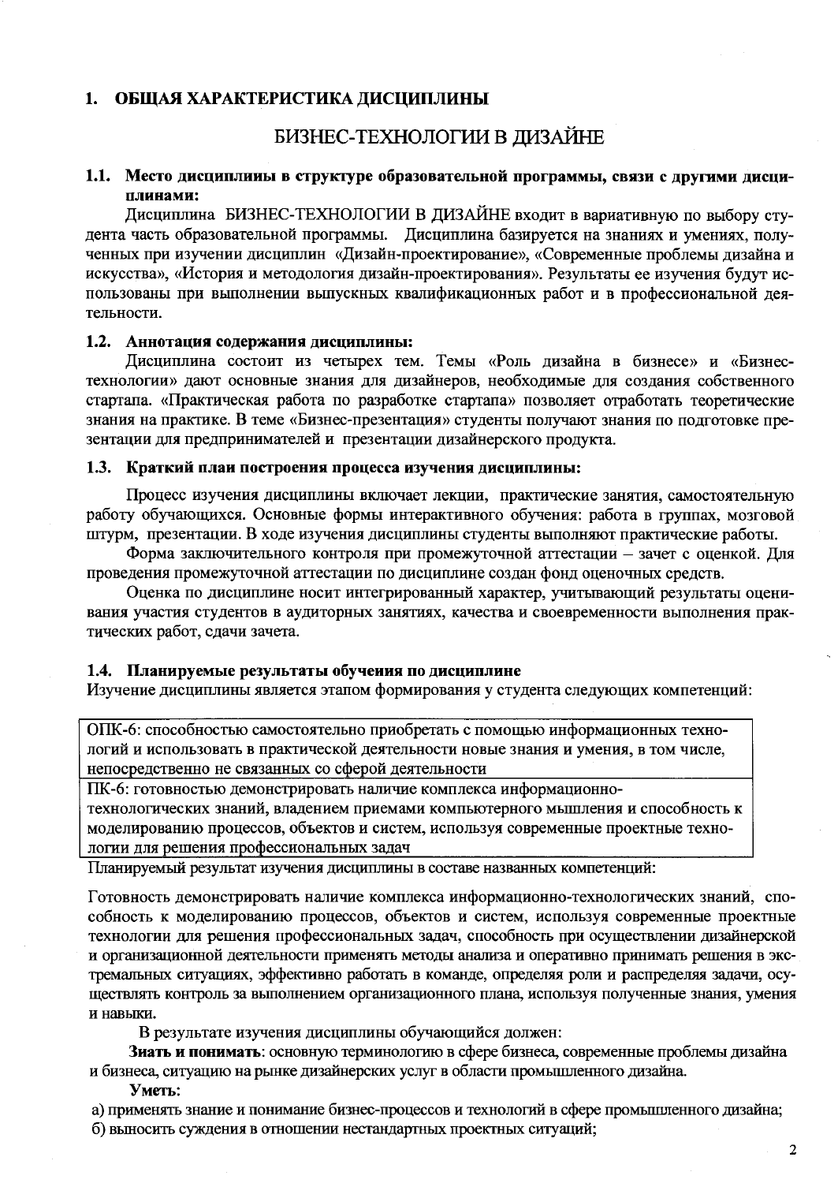## 1. ОБЩАЯ ХАРАКТЕРИСТИКА ДИСЦИПЛИНЫ

# БИЗНЕС-ТЕХНОЛОГИИ В ДИЗАЙНЕ

### 1.1. Место дисциплины в структуре образовательной программы, связи с другими дисциплинами:

Дисциплина БИЗНЕС-ТЕХНОЛОГИИ В ДИЗАЙНЕ входит в вариативную по выбору студента часть образовательной программы. Дисциплина базируется на знаниях и умениях, полученных при изучении дисциплин «Дизайн-проектирование», «Современные проблемы дизайна и искусства», «История и методология дизайн-проектирования». Результаты ее изучения будут использованы при выполнении выпускных квалификационных работ и в профессиональной деятельности.

### 1.2. Аннотация содержания дисциплины:

Дисциплина состоит из четырех тем. Темы «Роль дизайна в бизнесе» и «Бизнес-технологии» дают основные знания для дизайнеров, необходимые для создания собственного стартапа. «Практическая работа по разработке стартапа» позволяет отработать теоретические знания на практике. В теме «Бизнес-презентация» студенты получают знания по подготовке презентации для предпринимателей и презентации дизайнерского продукта.

### 1.3. Краткий план построения процесса изучения дисциплины:

Процесс изучения дисциплины включает лекции, практические занятия, самостоятельную работу обучающихся. Основные формы интерактивного обучения: работа в группах, мозговой штурм, презентации. В ходе изучения дисциплины студенты выполняют практические работы.

Форма заключительного контроля при промежуточной аттестации – зачет с оценкой. Для проведения промежуточной аттестации по дисциплине создан фонд оценочных средств.

Оценка по дисциплине носит интегрированный характер, учитывающий результаты оценивания участия студентов в аудиторных занятиях, качества и своевременности выполнения практических работ, сдачи зачета.

### 1.4. Планируемые результаты обучения по дисциплине

Изучение дисциплины является этапом формирования у студента следующих компетенций:

| |
|---|
| ОПК-6: способностью самостоятельно приобретать с помощью информационных технологий и использовать в практической деятельности новые знания и умения, в том числе, непосредственно не связанных со сферой деятельности |
| ПК-6: готовностью демонстрировать наличие комплекса информационно-технологических знаний, владением приемами компьютерного мышления и способность к моделированию процессов, объектов и систем, используя современные проектные технологии для решения профессиональных задач |

Планируемый результат изучения дисциплины в составе названных компетенций:

Готовность демонстрировать наличие комплекса информационно-технологических знаний, способность к моделированию процессов, объектов и систем, используя современные проектные технологии для решения профессиональных задач, способность при осуществлении дизайнерской и организационной деятельности применять методы анализа и оперативно принимать решения в экстремальных ситуациях, эффективно работать в команде, определяя роли и распределяя задачи, осуществлять контроль за выполнением организационного плана, используя полученные знания, умения и навыки.

В результате изучения дисциплины обучающийся должен:

**Знать и понимать**: основную терминологию в сфере бизнеса, современные проблемы дизайна и бизнеса, ситуацию на рынке дизайнерских услуг в области промышленного дизайна.

**Уметь:**

а) применять знание и понимание бизнес-процессов и технологий в сфере промышленного дизайна;
б) выносить суждения в отношении нестандартных проектных ситуаций;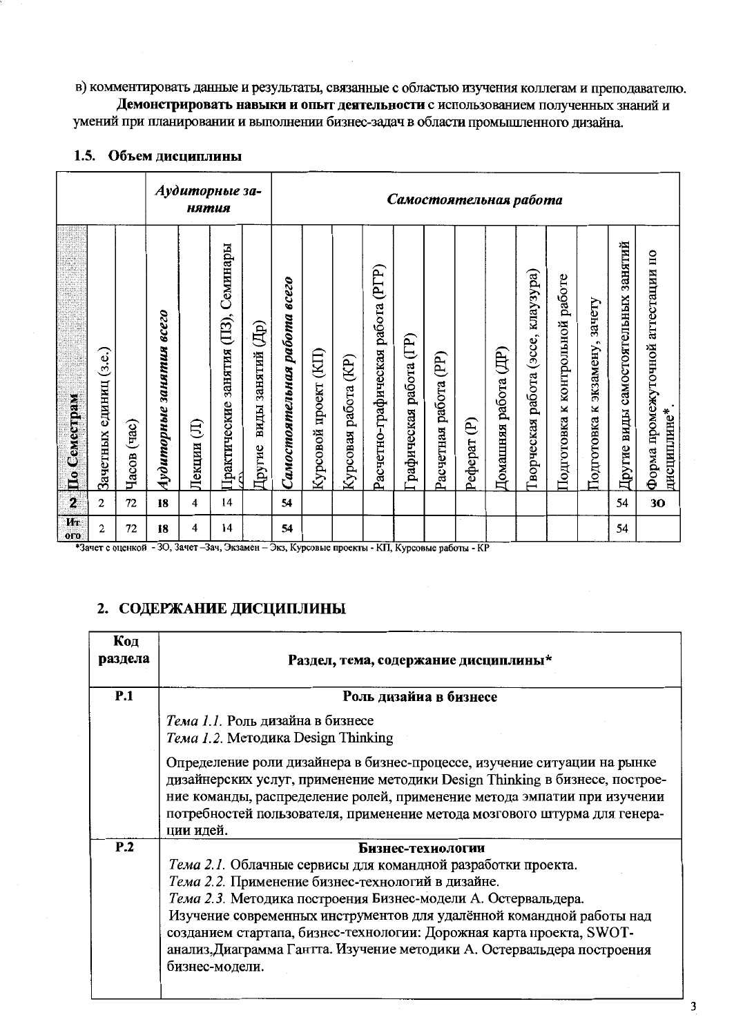в) комментировать данные и результаты, связанные с областью изучения коллегам и преподавателю.

**Демонстрировать навыки и опыт деятельности** с использованием полученных знаний и умений при планировании и выполнении бизнес-задач в области промышленного дизайна.

## 1.5. Объем дисциплины

| | | | *Аудиторные занятия* | | | | *Самостоятельная работа* | | | | | | | | | | | | | |
|---|---|---|---|---|---|---|---|---|---|---|---|---|---|---|---|---|---|---|---|---|
| По Семестрам | Зачетных единиц (з.е.) | Часов (час) | *Аудиторные занятия всего* | Лекции (Л) | Практические занятия (ПЗ), Семинары (С) | Другие виды занятий (Др) | *Самостоятельная работа всего* | Курсовой проект (КП) | Курсовая работа (КР) | Расчетно-графическая работа (РГР) | Графическая работа (ГР) | Расчетная работа (РР) | Реферат (Р) | Домашняя работа (ДР) | Творческая работа (эссе, клаузура) | Подготовка к контрольной работе | Подготовка к экзамену, зачету | Другие виды самостоятельных занятий | Форма промежуточной аттестации по дисциплине* |
| 2 | 2 | 72 | 18 | 4 | 14 | | 54 | | | | | | | | | | | 54 | ЗО |
| Итого | 2 | 72 | 18 | 4 | 14 | | 54 | | | | | | | | | | | 54 | |

*Зачет с оценкой - ЗО, Зачет –Зач, Экзамен – Экз, Курсовые проекты - КП, Курсовые работы - КР

## 2. СОДЕРЖАНИЕ ДИСЦИПЛИНЫ

| Код раздела | Раздел, тема, содержание дисциплины* |
|---|---|
| **Р.1** | **Роль дизайна в бизнесе** |
| | *Тема 1.1.* Роль дизайна в бизнесе<br>*Тема 1.2.* Методика Design Thinking |
| | Определение роли дизайнера в бизнес-процессе, изучение ситуации на рынке дизайнерских услуг, применение методики Design Thinking в бизнесе, построение команды, распределение ролей, применение метода эмпатии при изучении потребностей пользователя, применение метода мозгового штурма для генерации идей. |
| **Р.2** | **Бизнес-технологии** |
| | *Тема 2.1.* Облачные сервисы для командной разработки проекта.<br>*Тема 2.2.* Применение бизнес-технологий в дизайне.<br>*Тема 2.3.* Методика построения Бизнес-модели А. Остервальдера.<br>Изучение современных инструментов для удалённой командной работы над созданием стартапа, бизнес-технологии: Дорожная карта проекта, SWOT-анализ,Диаграмма Гантта. Изучение методики А. Остервальдера построения бизнес-модели. |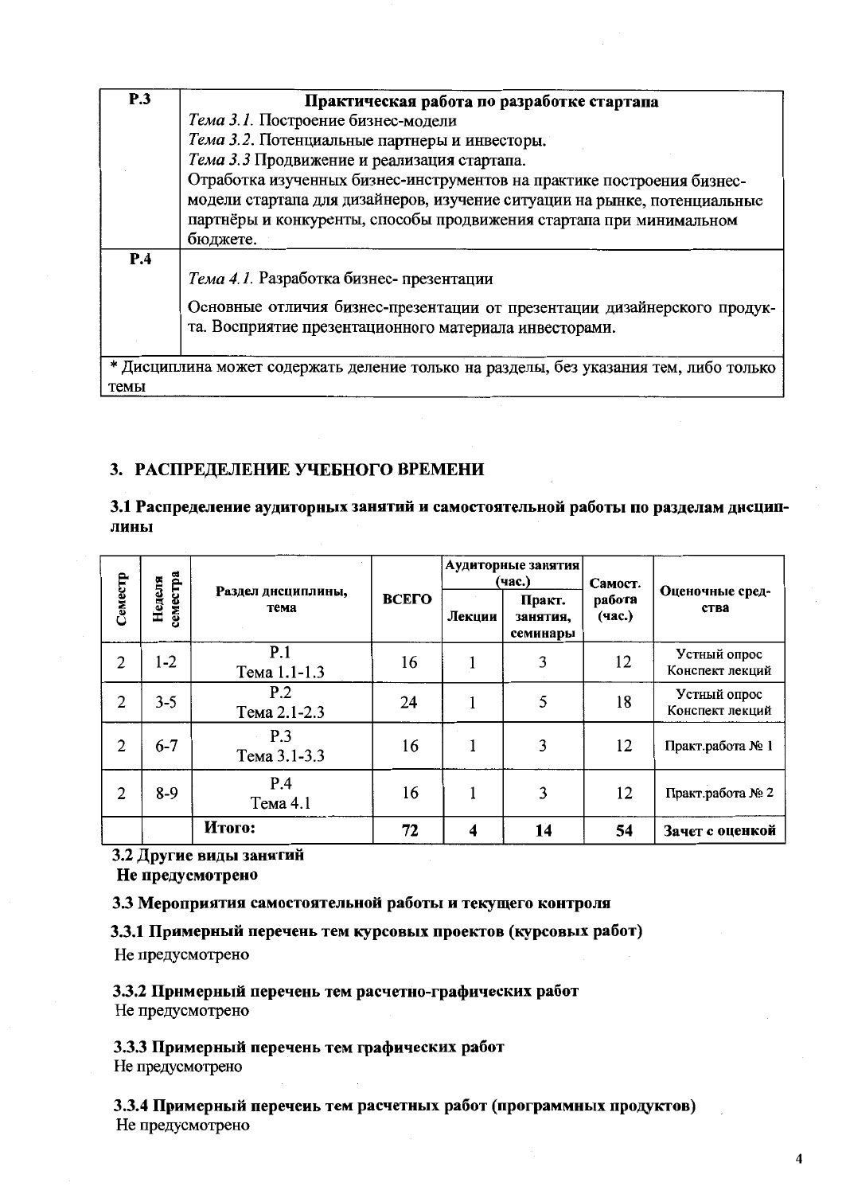| Р.3 | **Практическая работа по разработке стартапа** <br> *Тема 3.1.* Построение бизнес-модели <br> *Тема 3.2.* Потенциальные партнеры и инвесторы. <br> *Тема 3.3* Продвижение и реализация стартапа. <br> Отработка изученных бизнес-инструментов на практике построения бизнес-модели стартапа для дизайнеров, изучение ситуации на рынке, потенциальные партнёры и конкуренты, способы продвижения стартапа при минимальном бюджете. |
|---|---|
| Р.4 | *Тема 4.1.* Разработка бизнес- презентации <br> Основные отличия бизнес-презентации от презентации дизайнерского продукта. Восприятие презентационного материала инвесторами. |
| * Дисциплина может содержать деление только на разделы, без указания тем, либо только темы | |

## 3. РАСПРЕДЕЛЕНИЕ УЧЕБНОГО ВРЕМЕНИ

### 3.1 Распределение аудиторных занятий и самостоятельной работы по разделам дисциплины

| Семестр | Неделя семестра | Раздел дисциплины, тема | ВСЕГО | Аудиторные занятия (час.) | | Самост. работа (час.) | Оценочные средства |
|---|---|---|---|---|---|---|---|
| | | | | Лекции | Практ. занятия, семинары | | |
| 2 | 1-2 | Р.1 Тема 1.1-1.3 | 16 | 1 | 3 | 12 | Устный опрос Конспект лекций |
| 2 | 3-5 | Р.2 Тема 2.1-2.3 | 24 | 1 | 5 | 18 | Устный опрос Конспект лекций |
| 2 | 6-7 | Р.3 Тема 3.1-3.3 | 16 | 1 | 3 | 12 | Практ.работа № 1 |
| 2 | 8-9 | Р.4 Тема 4.1 | 16 | 1 | 3 | 12 | Практ.работа № 2 |
| | | **Итого:** | **72** | **4** | **14** | **54** | **Зачет с оценкой** |

### 3.2 Другие виды занятий

**Не предусмотрено**

### 3.3 Мероприятия самостоятельной работы и текущего контроля

#### 3.3.1 Примерный перечень тем курсовых проектов (курсовых работ)

Не предусмотрено

#### 3.3.2 Примерный перечень тем расчетно-графических работ

Не предусмотрено

#### 3.3.3 Примерный перечень тем графических работ

Не предусмотрено

#### 3.3.4 Примерный перечень тем расчетных работ (программных продуктов)

Не предусмотрено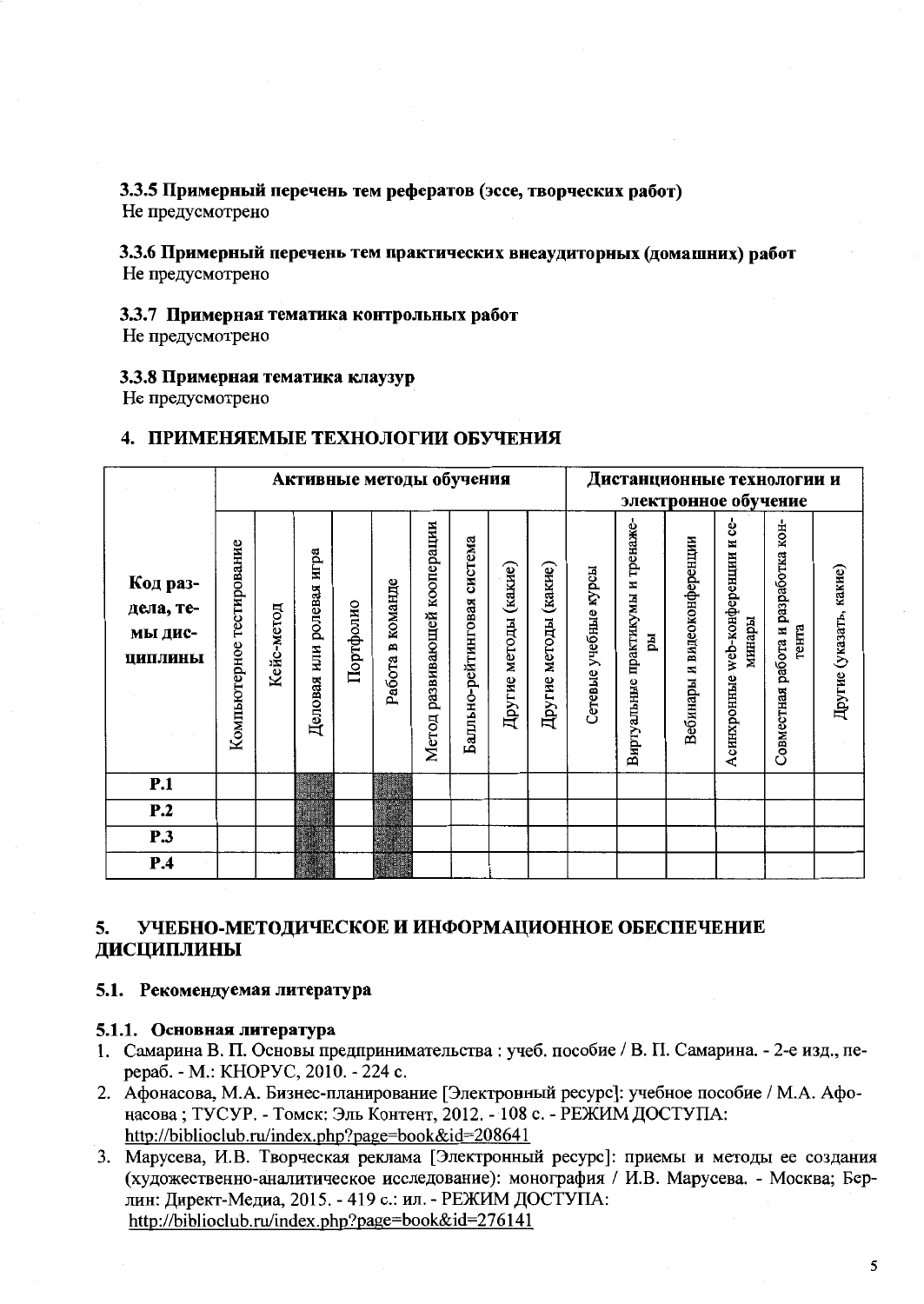### 3.3.5 Примерный перечень тем рефератов (эссе, творческих работ)

Не предусмотрено

### 3.3.6 Примерный перечень тем практических внеаудиторных (домашних) работ

Не предусмотрено

### 3.3.7 Примерная тематика контрольных работ

Не предусмотрено

### 3.3.8 Примерная тематика клаузур

Не предусмотрено

## 4. ПРИМЕНЯЕМЫЕ ТЕХНОЛОГИИ ОБУЧЕНИЯ

| Код раздела, темы дисциплины | Активные методы обучения | | | | | | | | | Дистанционные технологии и электронное обучение | | | | | |
|---|---|---|---|---|---|---|---|---|---|---|---|---|---|---|---|
| | Компьютерное тестирование | Кейс-метод | Деловая или ролевая игра | Портфолио | Работа в команде | Метод развивающей кооперации | Балльно-рейтинговая система | Другие методы (какие) | Другие методы (какие) | Сетевые учебные курсы | Виртуальные практикумы и тренажеры | Вебинары и видеоконференции | Асинхронные web-конференции и семинары | Совместная работа и разработка контента | Другие (указать, какие) |
| **Р.1** | | | + | | + | | | | | | | | | | |
| **Р.2** | | | + | | + | | | | | | | | | | |
| **Р.3** | | | + | | + | | | | | | | | | | |
| **Р.4** | | | + | | + | | | | | | | | | | |

## 5. УЧЕБНО-МЕТОДИЧЕСКОЕ И ИНФОРМАЦИОННОЕ ОБЕСПЕЧЕНИЕ ДИСЦИПЛИНЫ

### 5.1. Рекомендуемая литература

#### 5.1.1. Основная литература

1. Самарина В. П. Основы предпринимательства : учеб. пособие / В. П. Самарина. - 2-е изд., перераб. - М.: КНОРУС, 2010. - 224 с.
2. Афонасова, М.А. Бизнес-планирование [Электронный ресурс]: учебное пособие / М.А. Афонасова ; ТУСУР. - Томск: Эль Контент, 2012. - 108 с. - РЕЖИМ ДОСТУПА: http://biblioclub.ru/index.php?page=book&id=208641
3. Марусева, И.В. Творческая реклама [Электронный ресурс]: приемы и методы ее создания (художественно-аналитическое исследование): монография / И.В. Марусева. - Москва; Берлин: Директ-Медиа, 2015. - 419 с.: ил. - РЕЖИМ ДОСТУПА: http://biblioclub.ru/index.php?page=book&id=276141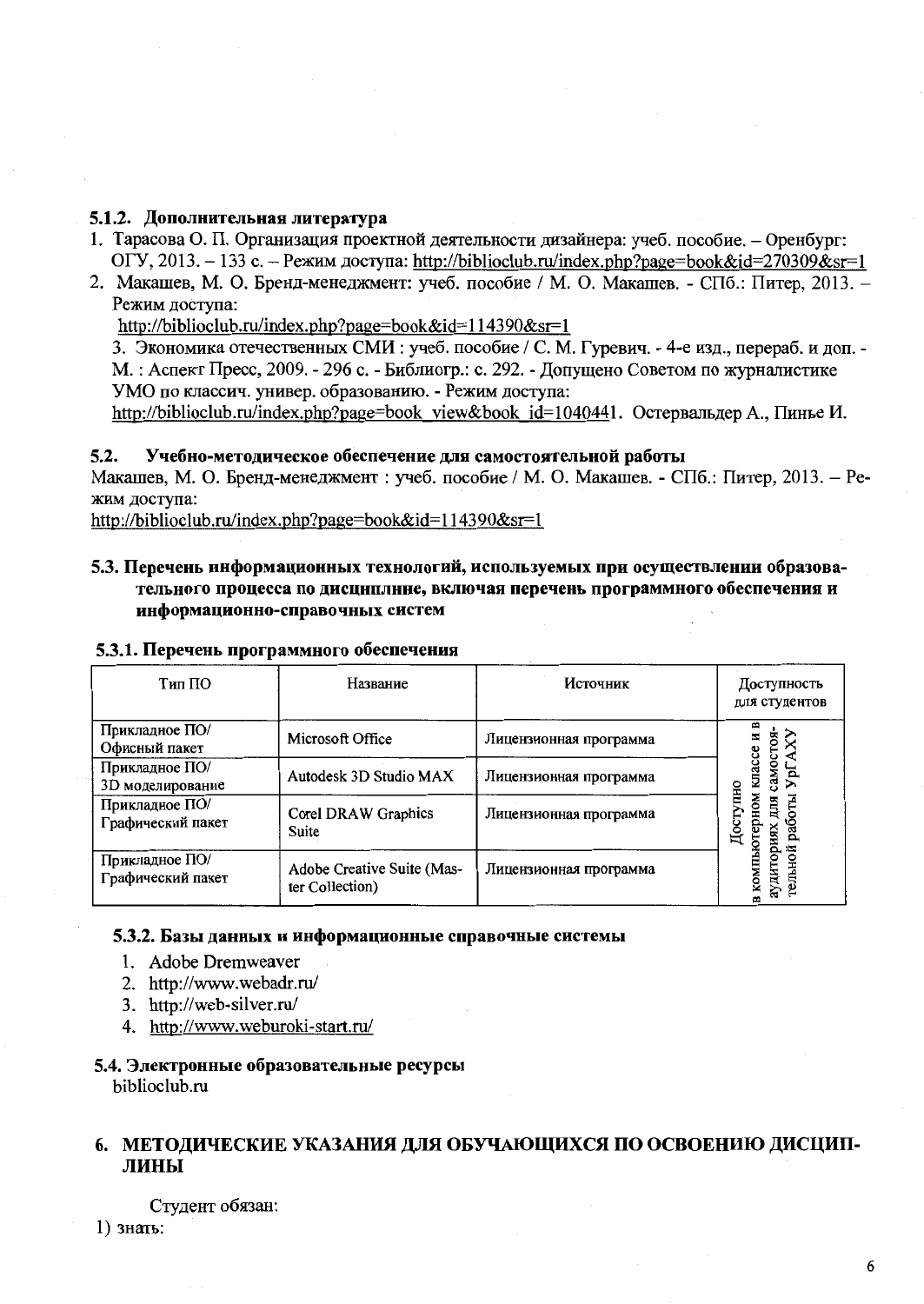### 5.1.2. Дополнительная литература

1. Тарасова О. П. Организация проектной деятельности дизайнера: учеб. пособие. – Оренбург: ОГУ, 2013. – 133 с. – Режим доступа: http://biblioclub.ru/index.php?page=book&id=270309&sr=1
2. Макашев, М. О. Бренд-менеджмент: учеб. пособие / М. О. Макашев. - СПб.: Питер, 2013. – Режим доступа: http://biblioclub.ru/index.php?page=book&id=114390&sr=1
3. Экономика отечественных СМИ : учеб. пособие / С. М. Гуревич. - 4-е изд., перераб. и доп. - М. : Аспект Пресс, 2009. - 296 с. - Библиогр.: с. 292. - Допущено Советом по журналистике УМО по классич. универ. образованию. - Режим доступа: http://biblioclub.ru/index.php?page=book_view&book_id=1040441. Остервальдер А., Пинье И.

### 5.2. Учебно-методическое обеспечение для самостоятельной работы

Макашев, М. О. Бренд-менеджмент : учеб. пособие / М. О. Макашев. - СПб.: Питер, 2013. – Режим доступа:
http://biblioclub.ru/index.php?page=book&id=114390&sr=1

### 5.3. Перечень информационных технологий, используемых при осуществлении образовательного процесса по дисциплине, включая перечень программного обеспечения и информационно-справочных систем

#### 5.3.1. Перечень программного обеспечения

| Тип ПО | Название | Источник | Доступность для студентов |
|---|---|---|---|
| Прикладное ПО/ Офисный пакет | Microsoft Office | Лицензионная программа | Доступно в компьютерном классе и в аудиториях для самостоятельной работы УрГАХУ |
| Прикладное ПО/ 3D моделирование | Autodesk 3D Studio MAX | Лицензионная программа | |
| Прикладное ПО/ Графический пакет | Corel DRAW Graphics Suite | Лицензионная программа | |
| Прикладное ПО/ Графический пакет | Adobe Creative Suite (Master Collection) | Лицензионная программа | |

#### 5.3.2. Базы данных и информационные справочные системы

1. Adobe Dremweaver
2. http://www.webadr.ru/
3. http://web-silver.ru/
4. http://www.weburoki-start.ru/

#### 5.4. Электронные образовательные ресурсы

biblioclub.ru

## 6. МЕТОДИЧЕСКИЕ УКАЗАНИЯ ДЛЯ ОБУЧАЮЩИХСЯ ПО ОСВОЕНИЮ ДИСЦИПЛИНЫ

Студент обязан:

1) знать: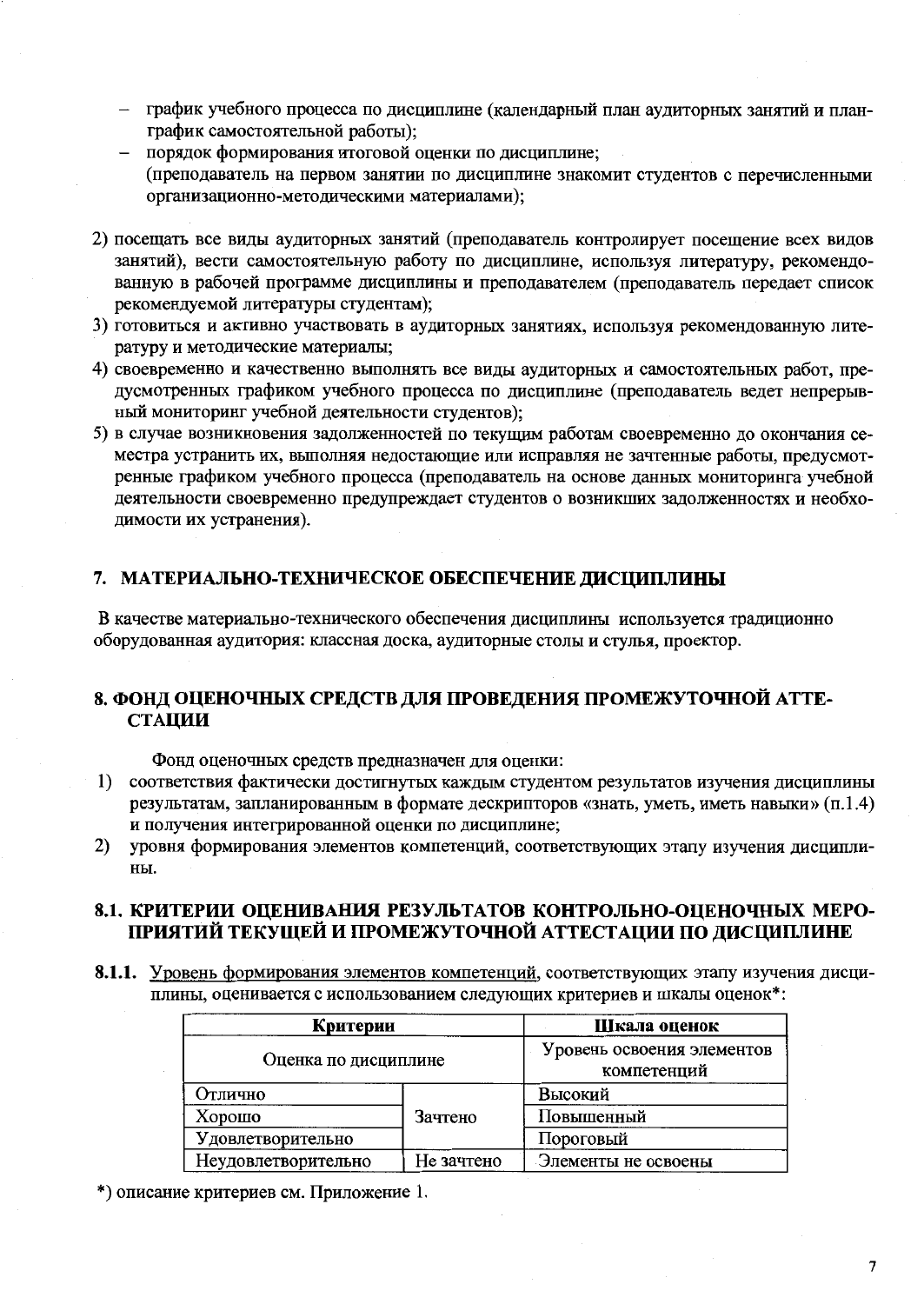- график учебного процесса по дисциплине (календарный план аудиторных занятий и план-график самостоятельной работы);
- порядок формирования итоговой оценки по дисциплине;
  (преподаватель на первом занятии по дисциплине знакомит студентов с перечисленными организационно-методическими материалами);

2) посещать все виды аудиторных занятий (преподаватель контролирует посещение всех видов занятий), вести самостоятельную работу по дисциплине, используя литературу, рекомендованную в рабочей программе дисциплины и преподавателем (преподаватель передает список рекомендуемой литературы студентам);
3) готовиться и активно участвовать в аудиторных занятиях, используя рекомендованную литературу и методические материалы;
4) своевременно и качественно выполнять все виды аудиторных и самостоятельных работ, предусмотренных графиком учебного процесса по дисциплине (преподаватель ведет непрерывный мониторинг учебной деятельности студентов);
5) в случае возникновения задолженностей по текущим работам своевременно до окончания семестра устранить их, выполняя недостающие или исправляя не зачтенные работы, предусмотренные графиком учебного процесса (преподаватель на основе данных мониторинга учебной деятельности своевременно предупреждает студентов о возникших задолженностях и необходимости их устранения).

## 7. МАТЕРИАЛЬНО-ТЕХНИЧЕСКОЕ ОБЕСПЕЧЕНИЕ ДИСЦИПЛИНЫ

В качестве материально-технического обеспечения дисциплины используется традиционно оборудованная аудитория: классная доска, аудиторные столы и стулья, проектор.

## 8. ФОНД ОЦЕНОЧНЫХ СРЕДСТВ ДЛЯ ПРОВЕДЕНИЯ ПРОМЕЖУТОЧНОЙ АТТЕСТАЦИИ

Фонд оценочных средств предназначен для оценки:

1) соответствия фактически достигнутых каждым студентом результатов изучения дисциплины результатам, запланированным в формате дескрипторов «знать, уметь, иметь навыки» (п.1.4) и получения интегрированной оценки по дисциплине;
2) уровня формирования элементов компетенций, соответствующих этапу изучения дисциплины.

### 8.1. КРИТЕРИИ ОЦЕНИВАНИЯ РЕЗУЛЬТАТОВ КОНТРОЛЬНО-ОЦЕНОЧНЫХ МЕРОПРИЯТИЙ ТЕКУЩЕЙ И ПРОМЕЖУТОЧНОЙ АТТЕСТАЦИИ ПО ДИСЦИПЛИНЕ

**8.1.1.** Уровень формирования элементов компетенций, соответствующих этапу изучения дисциплины, оценивается с использованием следующих критериев и шкалы оценок*:

| Критерии | | Шкала оценок |
|---|---|---|
| Оценка по дисциплине | | Уровень освоения элементов компетенций |
| Отлично | Зачтено | Высокий |
| Хорошо | | Повышенный |
| Удовлетворительно | | Пороговый |
| Неудовлетворительно | Не зачтено | Элементы не освоены |

*) описание критериев см. Приложение 1.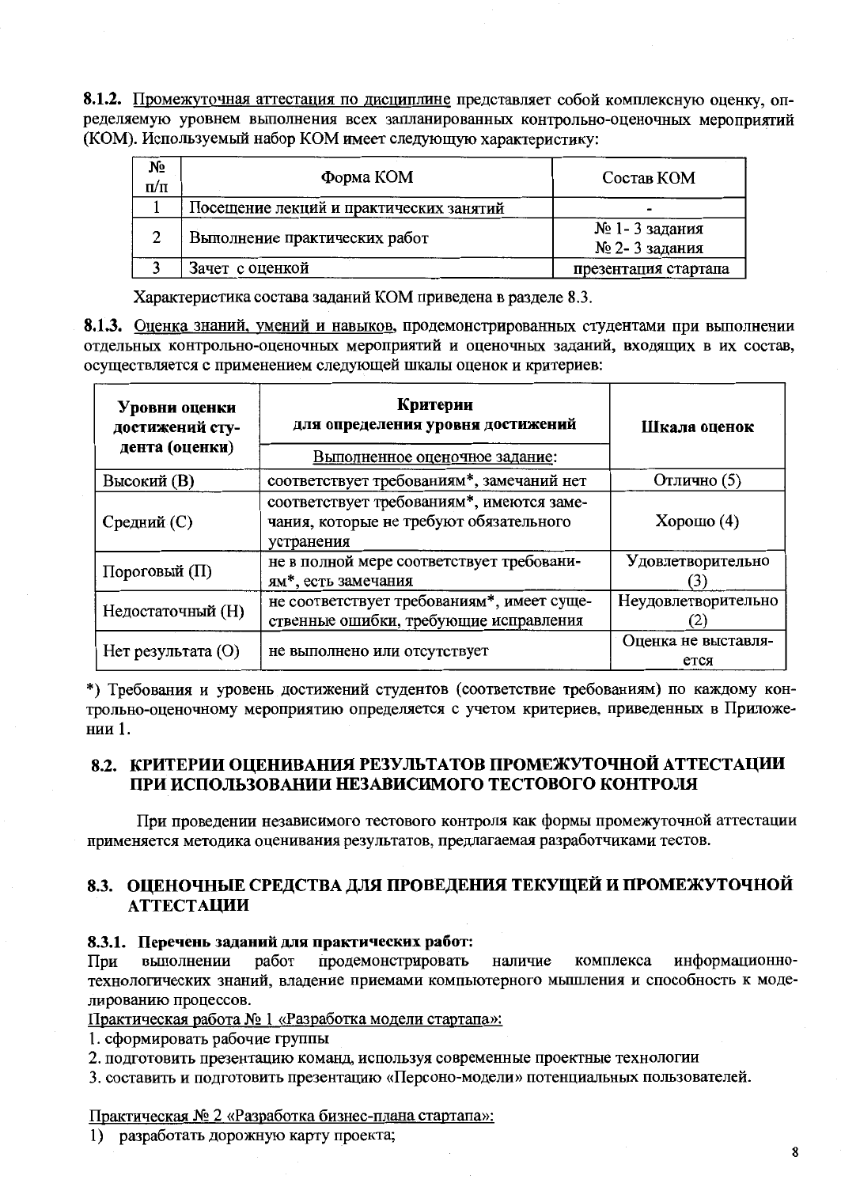**8.1.2.** Промежуточная аттестация по дисциплине представляет собой комплексную оценку, определяемую уровнем выполнения всех запланированных контрольно-оценочных мероприятий (КОМ). Используемый набор КОМ имеет следующую характеристику:

| № п/п | Форма КОМ | Состав КОМ |
|---|---|---|
| 1 | Посещение лекций и практических занятий | - |
| 2 | Выполнение практических работ | № 1- 3 задания<br>№ 2- 3 задания |
| 3 | Зачет с оценкой | презентация стартапа |

Характеристика состава заданий КОМ приведена в разделе 8.3.

**8.1.3.** Оценка знаний, умений и навыков, продемонстрированных студентами при выполнении отдельных контрольно-оценочных мероприятий и оценочных заданий, входящих в их состав, осуществляется с применением следующей шкалы оценок и критериев:

| Уровни оценки достижений студента (оценки) | Критерии для определения уровня достижений<br>Выполненное оценочное задание: | Шкала оценок |
|---|---|---|
| Высокий (В) | соответствует требованиям*, замечаний нет | Отлично (5) |
| Средний (С) | соответствует требованиям*, имеются замечания, которые не требуют обязательного устранения | Хорошо (4) |
| Пороговый (П) | не в полной мере соответствует требованиям*, есть замечания | Удовлетворительно (3) |
| Недостаточный (Н) | не соответствует требованиям*, имеет существенные ошибки, требующие исправления | Неудовлетворительно (2) |
| Нет результата (О) | не выполнено или отсутствует | Оценка не выставляется |

*) Требования и уровень достижений студентов (соответствие требованиям) по каждому контрольно-оценочному мероприятию определяется с учетом критериев, приведенных в Приложении 1.

## 8.2. КРИТЕРИИ ОЦЕНИВАНИЯ РЕЗУЛЬТАТОВ ПРОМЕЖУТОЧНОЙ АТТЕСТАЦИИ ПРИ ИСПОЛЬЗОВАНИИ НЕЗАВИСИМОГО ТЕСТОВОГО КОНТРОЛЯ

При проведении независимого тестового контроля как формы промежуточной аттестации применяется методика оценивания результатов, предлагаемая разработчиками тестов.

## 8.3. ОЦЕНОЧНЫЕ СРЕДСТВА ДЛЯ ПРОВЕДЕНИЯ ТЕКУЩЕЙ И ПРОМЕЖУТОЧНОЙ АТТЕСТАЦИИ

### 8.3.1. Перечень заданий для практических работ:

При выполнении работ продемонстрировать наличие комплекса информационно-технологических знаний, владение приемами компьютерного мышления и способность к моделированию процессов.

Практическая работа № 1 «Разработка модели стартапа»:

1. сформировать рабочие группы
2. подготовить презентацию команд, используя современные проектные технологии
3. составить и подготовить презентацию «Персоно-модели» потенциальных пользователей.

Практическая № 2 «Разработка бизнес-плана стартапа»:

1) разработать дорожную карту проекта;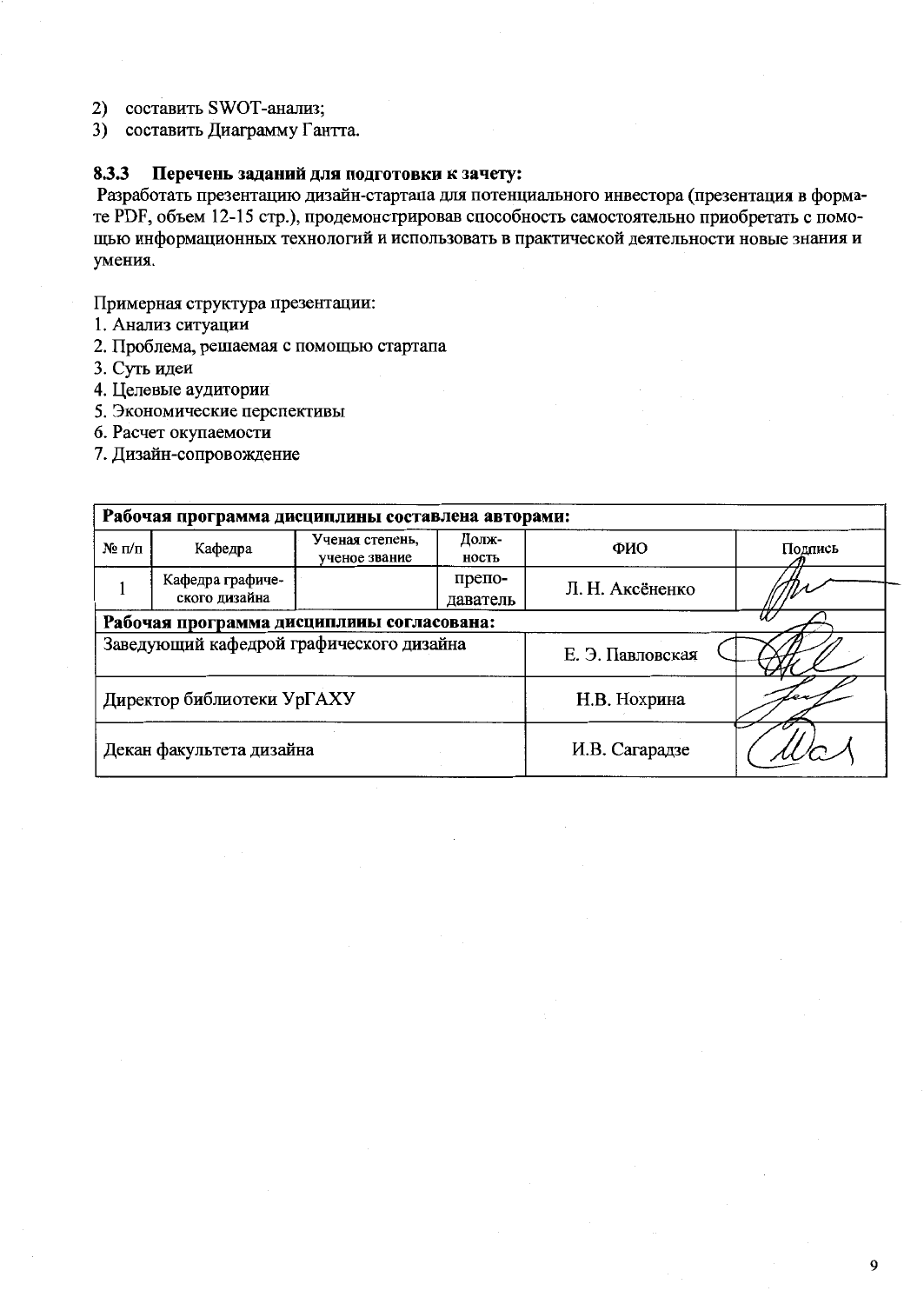2) составить SWOT-анализ;
3) составить Диаграмму Гантта.

### 8.3.3 Перечень заданий для подготовки к зачету:

Разработать презентацию дизайн-стартапа для потенциального инвестора (презентация в формате PDF, объем 12-15 стр.), продемонстрировав способность самостоятельно приобретать с помощью информационных технологий и использовать в практической деятельности новые знания и умения.

Примерная структура презентации:

1. Анализ ситуации
2. Проблема, решаемая с помощью стартапа
3. Суть идеи
4. Целевые аудитории
5. Экономические перспективы
6. Расчет окупаемости
7. Дизайн-сопровождение

| **Рабочая программа дисциплины составлена авторами:** | | | | | |
|---|---|---|---|---|---|
| № п/п | Кафедра | Ученая степень, ученое звание | Должность | ФИО | Подпись |
| 1 | Кафедра графического дизайна | | преподаватель | Л. Н. Аксёненко | |
| **Рабочая программа дисциплины согласована:** | | | | | |
| Заведующий кафедрой графического дизайна | | | | Е. Э. Павловская | |
| Директор библиотеки УрГАХУ | | | | Н.В. Нохрина | |
| Декан факультета дизайна | | | | И.В. Сагарадзе | |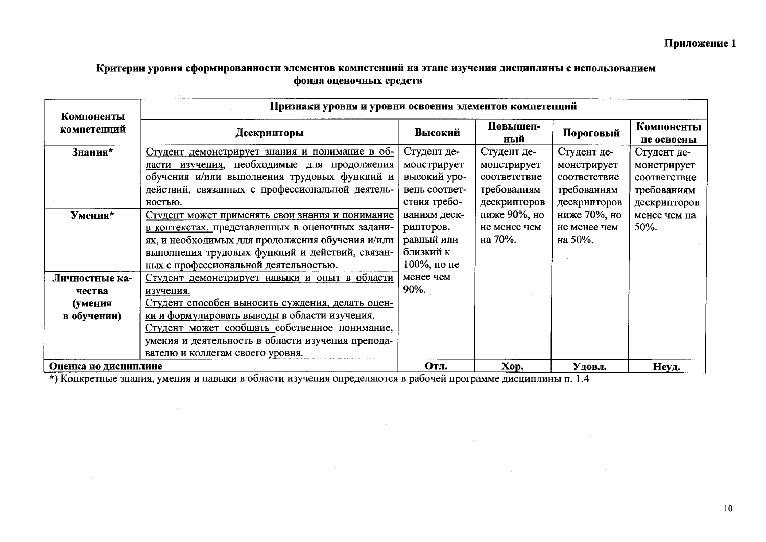Приложение 1

**Критерии уровня сформированности элементов компетенций на этапе изучения дисциплины с использованием фонда оценочных средств**

| Компоненты компетенций | Признаки уровня и уровни освоения элементов компетенций | | | | |
|---|---|---|---|---|---|
| | **Дескрипторы** | **Высокий** | **Повышенный** | **Пороговый** | **Компоненты не освоены** |
| **Знания*** | Студент демонстрирует знания и понимание в области изучения, необходимые для продолжения обучения и/или выполнения трудовых функций и действий, связанных с профессиональной деятельностью. | Студент демонстрирует высокий уровень соответствия требованиям дескрипторов, равный или близкий к 100%, но не менее чем 90%. | Студент демонстрирует соответствие требованиям дескрипторов ниже 90%, но не менее чем на 70%. | Студент демонстрирует соответствие требованиям дескрипторов ниже 70%, но не менее чем на 50%. | Студент демонстрирует соответствие требованиям дескрипторов менее чем на 50%. |
| **Умения*** | Студент может применять свои знания и понимание в контекстах, представленных в оценочных заданиях, и необходимых для продолжения обучения и/или выполнения трудовых функций и действий, связанных с профессиональной деятельностью. | | | | |
| **Личностные качества (умения в обучении)** | Студент демонстрирует навыки и опыт в области изучения. Студент способен выносить суждения, делать оценки и формулировать выводы в области изучения. Студент может сообщать собственное понимание, умения и деятельность в области изучения преподавателю и коллегам своего уровня. | | | | |
| **Оценка по дисциплине** | | **Отл.** | **Хор.** | **Удовл.** | **Неуд.** |

*) Конкретные знания, умения и навыки в области изучения определяются в рабочей программе дисциплины п. 1.4